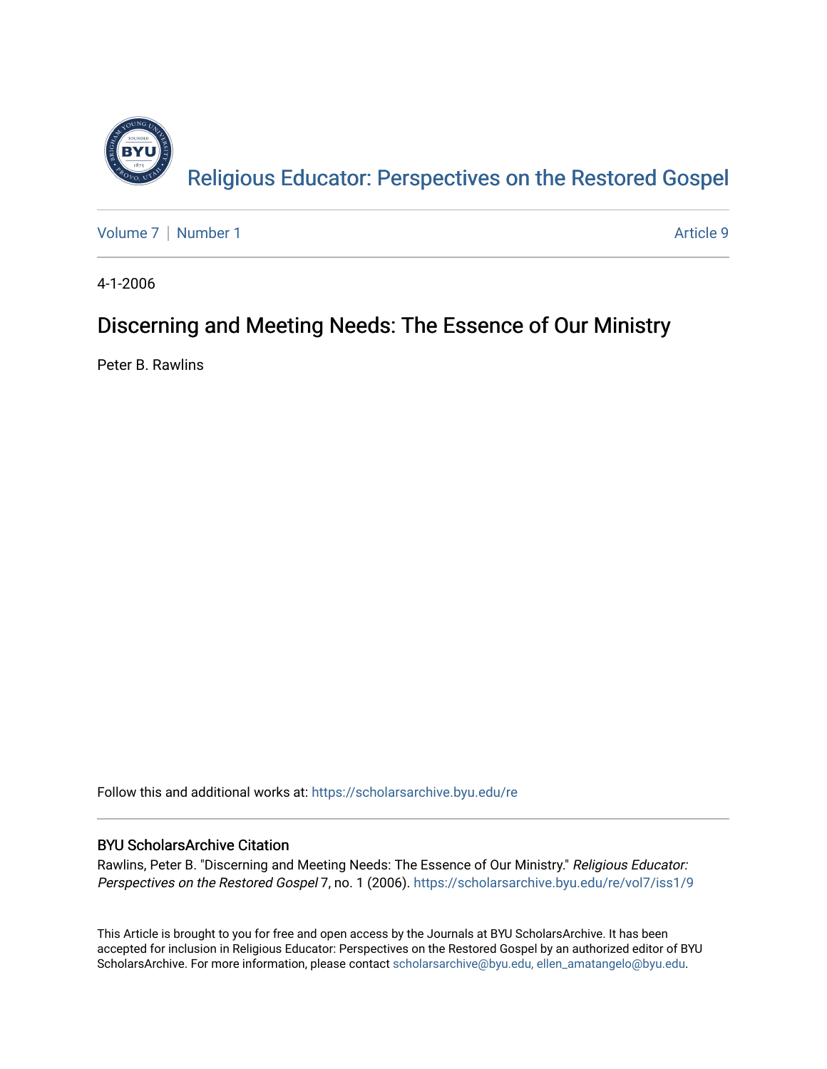Religious Educator: Perspectives on the Restored Gospel

Volume 7 | Number 1 Article 9

4-1-2006

# Discerning and Meeting Needs: The Essence of Our Ministry

Peter B. Rawlins

Follow this and additional works at: https://scholarsarchive.byu.edu/re

## BYU ScholarsArchive Citation

Rawlins, Peter B. "Discerning and Meeting Needs: The Essence of Our Ministry." *Religious Educator: Perspectives on the Restored Gospel* 7, no. 1 (2006). https://scholarsarchive.byu.edu/re/vol7/iss1/9

This Article is brought to you for free and open access by the Journals at BYU ScholarsArchive. It has been accepted for inclusion in Religious Educator: Perspectives on the Restored Gospel by an authorized editor of BYU ScholarsArchive. For more information, please contact scholarsarchive@byu.edu, ellen_amatangelo@byu.edu.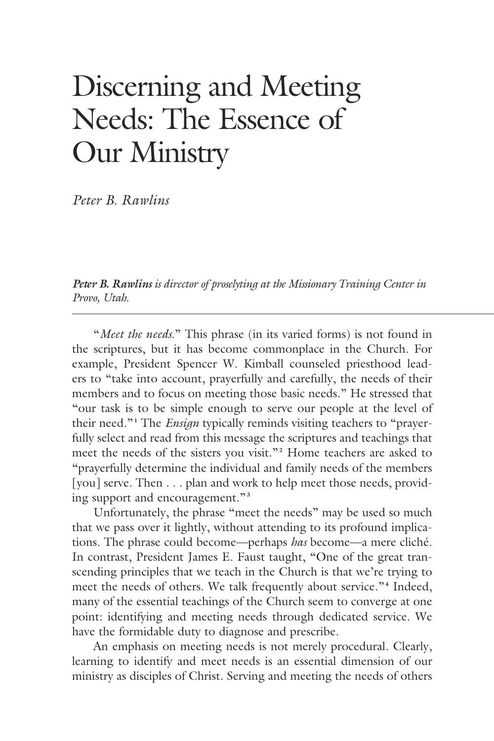# Discerning and Meeting Needs: The Essence of Our Ministry

*Peter B. Rawlins*

***Peter B. Rawlins** is director of proselyting at the Missionary Training Center in Provo, Utah.*

---

"*Meet the needs.*" This phrase (in its varied forms) is not found in the scriptures, but it has become commonplace in the Church. For example, President Spencer W. Kimball counseled priesthood leaders to "take into account, prayerfully and carefully, the needs of their members and to focus on meeting those basic needs." He stressed that "our task is to be simple enough to serve our people at the level of their need."[1] The *Ensign* typically reminds visiting teachers to "prayerfully select and read from this message the scriptures and teachings that meet the needs of the sisters you visit."[2] Home teachers are asked to "prayerfully determine the individual and family needs of the members [you] serve. Then . . . plan and work to help meet those needs, providing support and encouragement."[3]

Unfortunately, the phrase "meet the needs" may be used so much that we pass over it lightly, without attending to its profound implications. The phrase could become—perhaps *has* become—a mere cliché. In contrast, President James E. Faust taught, "One of the great transcending principles that we teach in the Church is that we're trying to meet the needs of others. We talk frequently about service."[4] Indeed, many of the essential teachings of the Church seem to converge at one point: identifying and meeting needs through dedicated service. We have the formidable duty to diagnose and prescribe.

An emphasis on meeting needs is not merely procedural. Clearly, learning to identify and meet needs is an essential dimension of our ministry as disciples of Christ. Serving and meeting the needs of others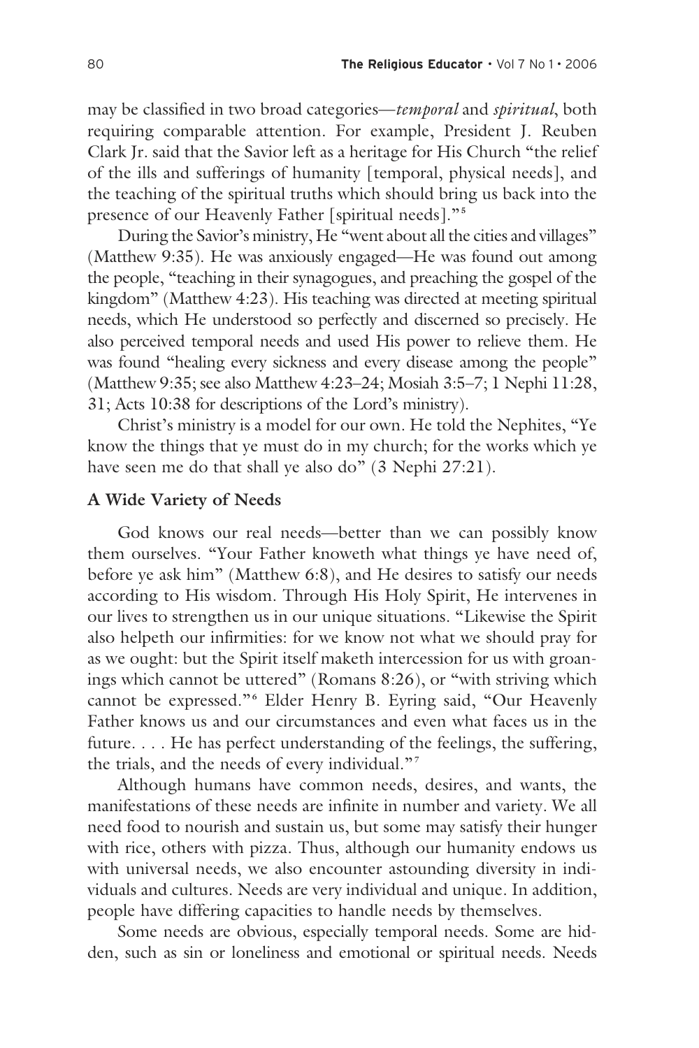may be classified in two broad categories—*temporal* and *spiritual*, both requiring comparable attention. For example, President J. Reuben Clark Jr. said that the Savior left as a heritage for His Church "the relief of the ills and sufferings of humanity [temporal, physical needs], and the teaching of the spiritual truths which should bring us back into the presence of our Heavenly Father [spiritual needs]."[5]

During the Savior's ministry, He "went about all the cities and villages" (Matthew 9:35). He was anxiously engaged—He was found out among the people, "teaching in their synagogues, and preaching the gospel of the kingdom" (Matthew 4:23). His teaching was directed at meeting spiritual needs, which He understood so perfectly and discerned so precisely. He also perceived temporal needs and used His power to relieve them. He was found "healing every sickness and every disease among the people" (Matthew 9:35; see also Matthew 4:23–24; Mosiah 3:5–7; 1 Nephi 11:28, 31; Acts 10:38 for descriptions of the Lord's ministry).

Christ's ministry is a model for our own. He told the Nephites, "Ye know the things that ye must do in my church; for the works which ye have seen me do that shall ye also do" (3 Nephi 27:21).

**A Wide Variety of Needs**

God knows our real needs—better than we can possibly know them ourselves. "Your Father knoweth what things ye have need of, before ye ask him" (Matthew 6:8), and He desires to satisfy our needs according to His wisdom. Through His Holy Spirit, He intervenes in our lives to strengthen us in our unique situations. "Likewise the Spirit also helpeth our infirmities: for we know not what we should pray for as we ought: but the Spirit itself maketh intercession for us with groanings which cannot be uttered" (Romans 8:26), or "with striving which cannot be expressed."[6] Elder Henry B. Eyring said, "Our Heavenly Father knows us and our circumstances and even what faces us in the future. . . . He has perfect understanding of the feelings, the suffering, the trials, and the needs of every individual."[7]

Although humans have common needs, desires, and wants, the manifestations of these needs are infinite in number and variety. We all need food to nourish and sustain us, but some may satisfy their hunger with rice, others with pizza. Thus, although our humanity endows us with universal needs, we also encounter astounding diversity in individuals and cultures. Needs are very individual and unique. In addition, people have differing capacities to handle needs by themselves.

Some needs are obvious, especially temporal needs. Some are hidden, such as sin or loneliness and emotional or spiritual needs. Needs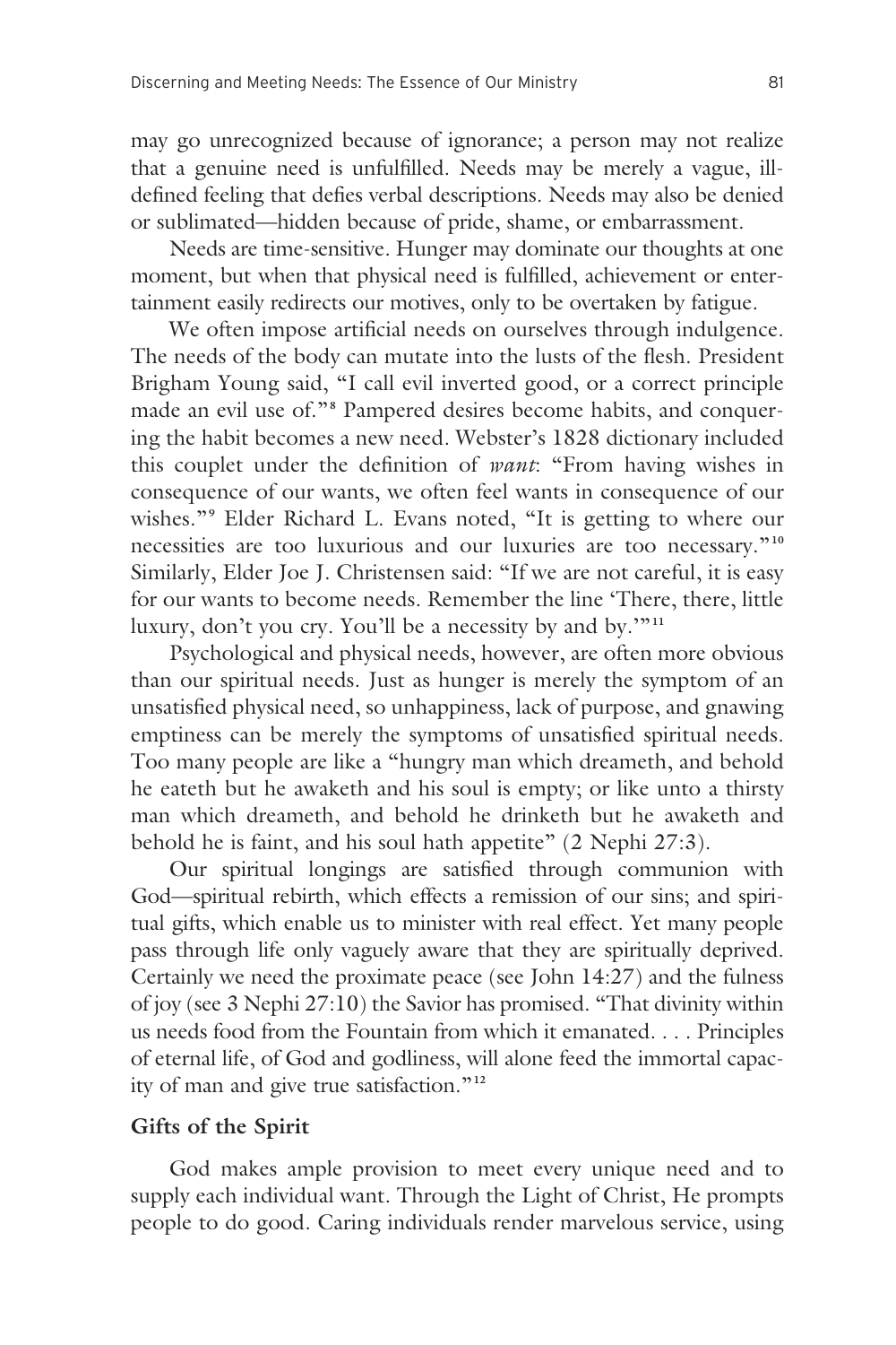may go unrecognized because of ignorance; a person may not realize that a genuine need is unfulfilled. Needs may be merely a vague, ill-defined feeling that defies verbal descriptions. Needs may also be denied or sublimated—hidden because of pride, shame, or embarrassment.

Needs are time-sensitive. Hunger may dominate our thoughts at one moment, but when that physical need is fulfilled, achievement or entertainment easily redirects our motives, only to be overtaken by fatigue.

We often impose artificial needs on ourselves through indulgence. The needs of the body can mutate into the lusts of the flesh. President Brigham Young said, "I call evil inverted good, or a correct principle made an evil use of."[8] Pampered desires become habits, and conquering the habit becomes a new need. Webster's 1828 dictionary included this couplet under the definition of *want*: "From having wishes in consequence of our wants, we often feel wants in consequence of our wishes."[9] Elder Richard L. Evans noted, "It is getting to where our necessities are too luxurious and our luxuries are too necessary."[10] Similarly, Elder Joe J. Christensen said: "If we are not careful, it is easy for our wants to become needs. Remember the line 'There, there, little luxury, don't you cry. You'll be a necessity by and by.'"[11]

Psychological and physical needs, however, are often more obvious than our spiritual needs. Just as hunger is merely the symptom of an unsatisfied physical need, so unhappiness, lack of purpose, and gnawing emptiness can be merely the symptoms of unsatisfied spiritual needs. Too many people are like a "hungry man which dreameth, and behold he eateth but he awaketh and his soul is empty; or like unto a thirsty man which dreameth, and behold he drinketh but he awaketh and behold he is faint, and his soul hath appetite" (2 Nephi 27:3).

Our spiritual longings are satisfied through communion with God—spiritual rebirth, which effects a remission of our sins; and spiritual gifts, which enable us to minister with real effect. Yet many people pass through life only vaguely aware that they are spiritually deprived. Certainly we need the proximate peace (see John 14:27) and the fulness of joy (see 3 Nephi 27:10) the Savior has promised. "That divinity within us needs food from the Fountain from which it emanated. . . . Principles of eternal life, of God and godliness, will alone feed the immortal capacity of man and give true satisfaction."[12]

## Gifts of the Spirit

God makes ample provision to meet every unique need and to supply each individual want. Through the Light of Christ, He prompts people to do good. Caring individuals render marvelous service, using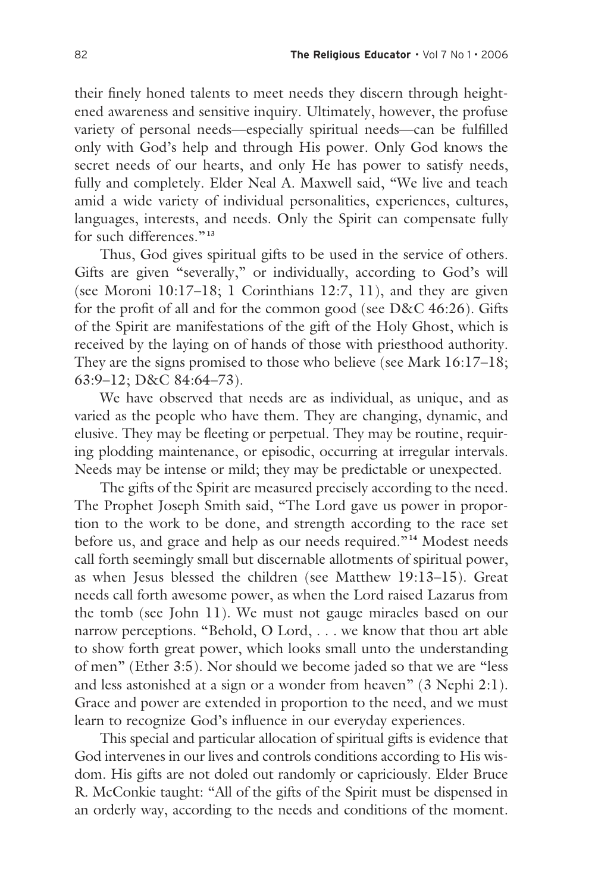their finely honed talents to meet needs they discern through heightened awareness and sensitive inquiry. Ultimately, however, the profuse variety of personal needs—especially spiritual needs—can be fulfilled only with God's help and through His power. Only God knows the secret needs of our hearts, and only He has power to satisfy needs, fully and completely. Elder Neal A. Maxwell said, "We live and teach amid a wide variety of individual personalities, experiences, cultures, languages, interests, and needs. Only the Spirit can compensate fully for such differences."[13]

Thus, God gives spiritual gifts to be used in the service of others. Gifts are given "severally," or individually, according to God's will (see Moroni 10:17–18; 1 Corinthians 12:7, 11), and they are given for the profit of all and for the common good (see D&C 46:26). Gifts of the Spirit are manifestations of the gift of the Holy Ghost, which is received by the laying on of hands of those with priesthood authority. They are the signs promised to those who believe (see Mark 16:17–18; 63:9–12; D&C 84:64–73).

We have observed that needs are as individual, as unique, and as varied as the people who have them. They are changing, dynamic, and elusive. They may be fleeting or perpetual. They may be routine, requiring plodding maintenance, or episodic, occurring at irregular intervals. Needs may be intense or mild; they may be predictable or unexpected.

The gifts of the Spirit are measured precisely according to the need. The Prophet Joseph Smith said, "The Lord gave us power in proportion to the work to be done, and strength according to the race set before us, and grace and help as our needs required."[14] Modest needs call forth seemingly small but discernable allotments of spiritual power, as when Jesus blessed the children (see Matthew 19:13–15). Great needs call forth awesome power, as when the Lord raised Lazarus from the tomb (see John 11). We must not gauge miracles based on our narrow perceptions. "Behold, O Lord, . . . we know that thou art able to show forth great power, which looks small unto the understanding of men" (Ether 3:5). Nor should we become jaded so that we are "less and less astonished at a sign or a wonder from heaven" (3 Nephi 2:1). Grace and power are extended in proportion to the need, and we must learn to recognize God's influence in our everyday experiences.

This special and particular allocation of spiritual gifts is evidence that God intervenes in our lives and controls conditions according to His wisdom. His gifts are not doled out randomly or capriciously. Elder Bruce R. McConkie taught: "All of the gifts of the Spirit must be dispensed in an orderly way, according to the needs and conditions of the moment.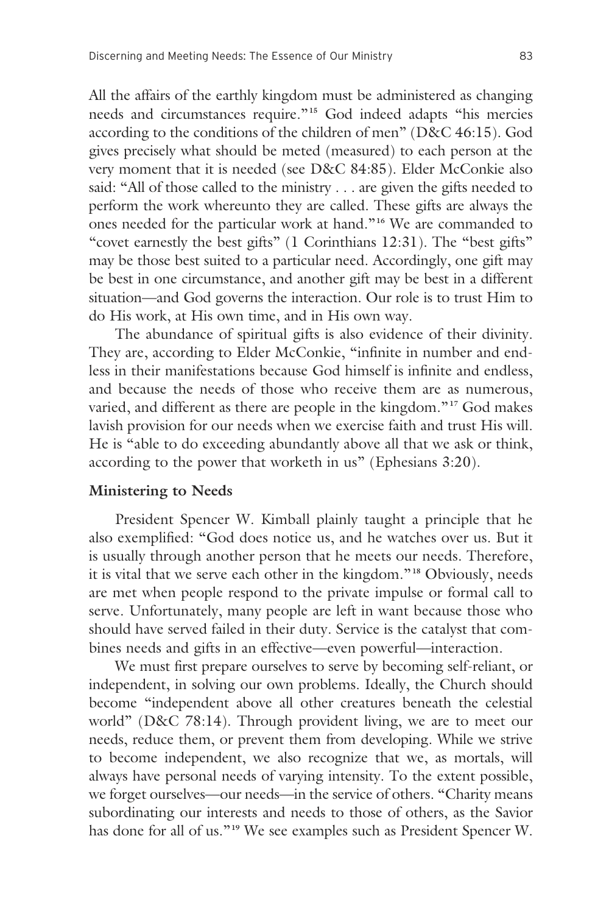All the affairs of the earthly kingdom must be administered as changing needs and circumstances require."[15] God indeed adapts "his mercies according to the conditions of the children of men" (D&C 46:15). God gives precisely what should be meted (measured) to each person at the very moment that it is needed (see D&C 84:85). Elder McConkie also said: "All of those called to the ministry . . . are given the gifts needed to perform the work whereunto they are called. These gifts are always the ones needed for the particular work at hand."[16] We are commanded to "covet earnestly the best gifts" (1 Corinthians 12:31). The "best gifts" may be those best suited to a particular need. Accordingly, one gift may be best in one circumstance, and another gift may be best in a different situation—and God governs the interaction. Our role is to trust Him to do His work, at His own time, and in His own way.

The abundance of spiritual gifts is also evidence of their divinity. They are, according to Elder McConkie, "infinite in number and endless in their manifestations because God himself is infinite and endless, and because the needs of those who receive them are as numerous, varied, and different as there are people in the kingdom."[17] God makes lavish provision for our needs when we exercise faith and trust His will. He is "able to do exceeding abundantly above all that we ask or think, according to the power that worketh in us" (Ephesians 3:20).

**Ministering to Needs**

President Spencer W. Kimball plainly taught a principle that he also exemplified: "God does notice us, and he watches over us. But it is usually through another person that he meets our needs. Therefore, it is vital that we serve each other in the kingdom."[18] Obviously, needs are met when people respond to the private impulse or formal call to serve. Unfortunately, many people are left in want because those who should have served failed in their duty. Service is the catalyst that combines needs and gifts in an effective—even powerful—interaction.

We must first prepare ourselves to serve by becoming self-reliant, or independent, in solving our own problems. Ideally, the Church should become "independent above all other creatures beneath the celestial world" (D&C 78:14). Through provident living, we are to meet our needs, reduce them, or prevent them from developing. While we strive to become independent, we also recognize that we, as mortals, will always have personal needs of varying intensity. To the extent possible, we forget ourselves—our needs—in the service of others. "Charity means subordinating our interests and needs to those of others, as the Savior has done for all of us."[19] We see examples such as President Spencer W.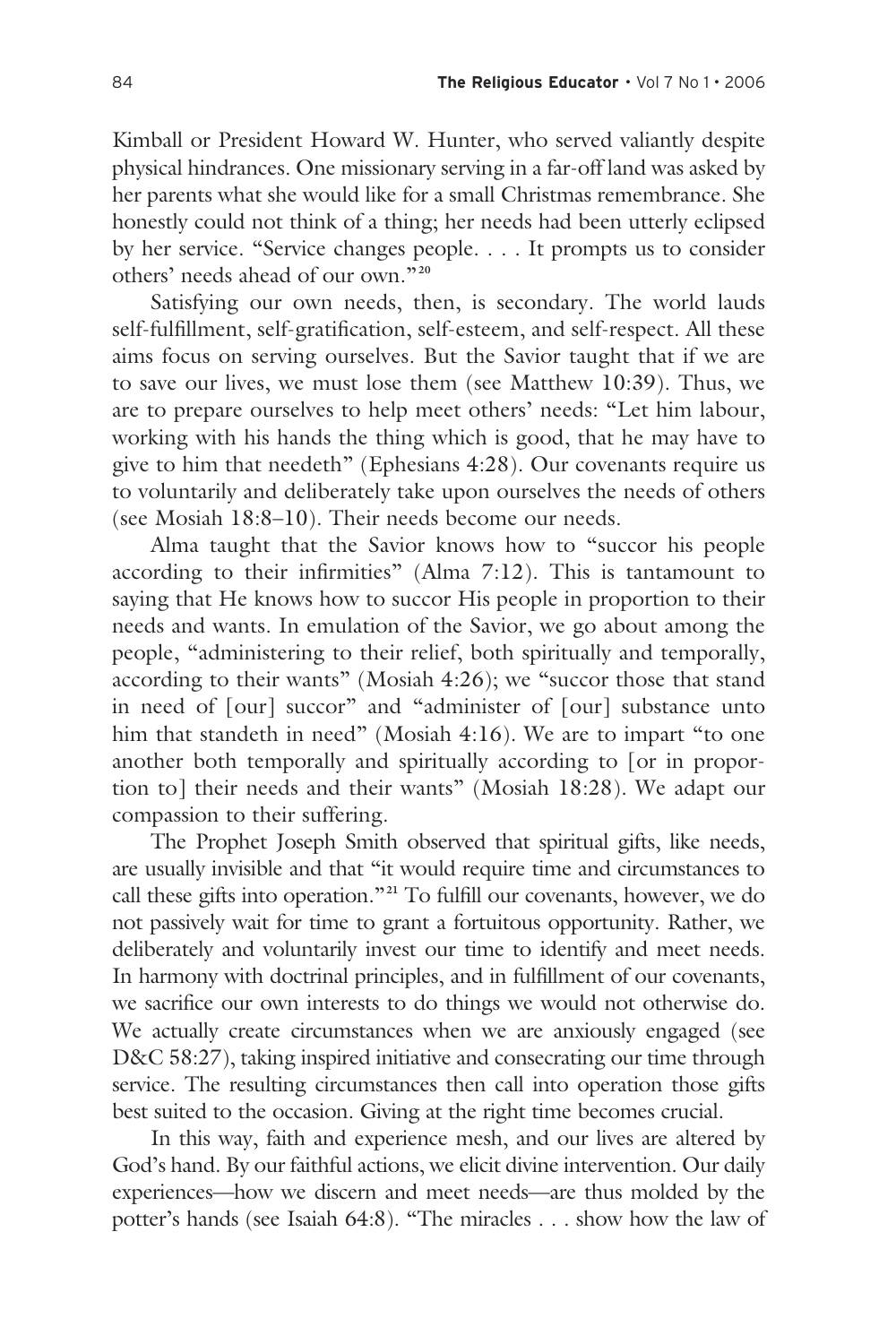Kimball or President Howard W. Hunter, who served valiantly despite physical hindrances. One missionary serving in a far-off land was asked by her parents what she would like for a small Christmas remembrance. She honestly could not think of a thing; her needs had been utterly eclipsed by her service. "Service changes people. . . . It prompts us to consider others' needs ahead of our own."[20]

Satisfying our own needs, then, is secondary. The world lauds self-fulfillment, self-gratification, self-esteem, and self-respect. All these aims focus on serving ourselves. But the Savior taught that if we are to save our lives, we must lose them (see Matthew 10:39). Thus, we are to prepare ourselves to help meet others' needs: "Let him labour, working with his hands the thing which is good, that he may have to give to him that needeth" (Ephesians 4:28). Our covenants require us to voluntarily and deliberately take upon ourselves the needs of others (see Mosiah 18:8–10). Their needs become our needs.

Alma taught that the Savior knows how to "succor his people according to their infirmities" (Alma 7:12). This is tantamount to saying that He knows how to succor His people in proportion to their needs and wants. In emulation of the Savior, we go about among the people, "administering to their relief, both spiritually and temporally, according to their wants" (Mosiah 4:26); we "succor those that stand in need of [our] succor" and "administer of [our] substance unto him that standeth in need" (Mosiah 4:16). We are to impart "to one another both temporally and spiritually according to [or in proportion to] their needs and their wants" (Mosiah 18:28). We adapt our compassion to their suffering.

The Prophet Joseph Smith observed that spiritual gifts, like needs, are usually invisible and that "it would require time and circumstances to call these gifts into operation."[21] To fulfill our covenants, however, we do not passively wait for time to grant a fortuitous opportunity. Rather, we deliberately and voluntarily invest our time to identify and meet needs. In harmony with doctrinal principles, and in fulfillment of our covenants, we sacrifice our own interests to do things we would not otherwise do. We actually create circumstances when we are anxiously engaged (see D&C 58:27), taking inspired initiative and consecrating our time through service. The resulting circumstances then call into operation those gifts best suited to the occasion. Giving at the right time becomes crucial.

In this way, faith and experience mesh, and our lives are altered by God's hand. By our faithful actions, we elicit divine intervention. Our daily experiences—how we discern and meet needs—are thus molded by the potter's hands (see Isaiah 64:8). "The miracles . . . show how the law of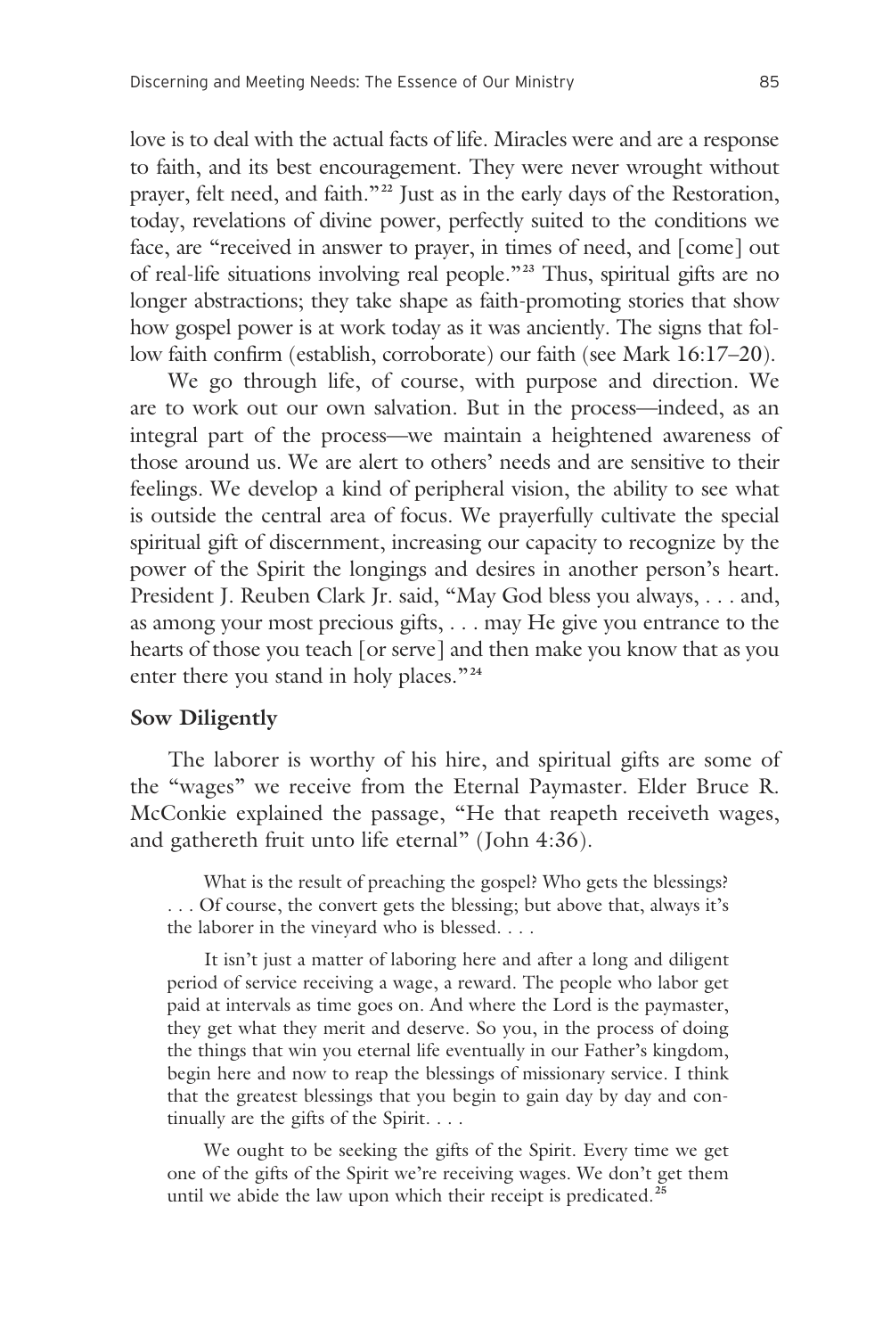love is to deal with the actual facts of life. Miracles were and are a response to faith, and its best encouragement. They were never wrought without prayer, felt need, and faith."[22] Just as in the early days of the Restoration, today, revelations of divine power, perfectly suited to the conditions we face, are "received in answer to prayer, in times of need, and [come] out of real-life situations involving real people."[23] Thus, spiritual gifts are no longer abstractions; they take shape as faith-promoting stories that show how gospel power is at work today as it was anciently. The signs that follow faith confirm (establish, corroborate) our faith (see Mark 16:17–20).

We go through life, of course, with purpose and direction. We are to work out our own salvation. But in the process—indeed, as an integral part of the process—we maintain a heightened awareness of those around us. We are alert to others' needs and are sensitive to their feelings. We develop a kind of peripheral vision, the ability to see what is outside the central area of focus. We prayerfully cultivate the special spiritual gift of discernment, increasing our capacity to recognize by the power of the Spirit the longings and desires in another person's heart. President J. Reuben Clark Jr. said, "May God bless you always, . . . and, as among your most precious gifts, . . . may He give you entrance to the hearts of those you teach [or serve] and then make you know that as you enter there you stand in holy places."[24]

### Sow Diligently

The laborer is worthy of his hire, and spiritual gifts are some of the "wages" we receive from the Eternal Paymaster. Elder Bruce R. McConkie explained the passage, "He that reapeth receiveth wages, and gathereth fruit unto life eternal" (John 4:36).

> What is the result of preaching the gospel? Who gets the blessings? . . . Of course, the convert gets the blessing; but above that, always it's the laborer in the vineyard who is blessed. . . .
>
> It isn't just a matter of laboring here and after a long and diligent period of service receiving a wage, a reward. The people who labor get paid at intervals as time goes on. And where the Lord is the paymaster, they get what they merit and deserve. So you, in the process of doing the things that win you eternal life eventually in our Father's kingdom, begin here and now to reap the blessings of missionary service. I think that the greatest blessings that you begin to gain day by day and continually are the gifts of the Spirit. . . .
>
> We ought to be seeking the gifts of the Spirit. Every time we get one of the gifts of the Spirit we're receiving wages. We don't get them until we abide the law upon which their receipt is predicated.[25]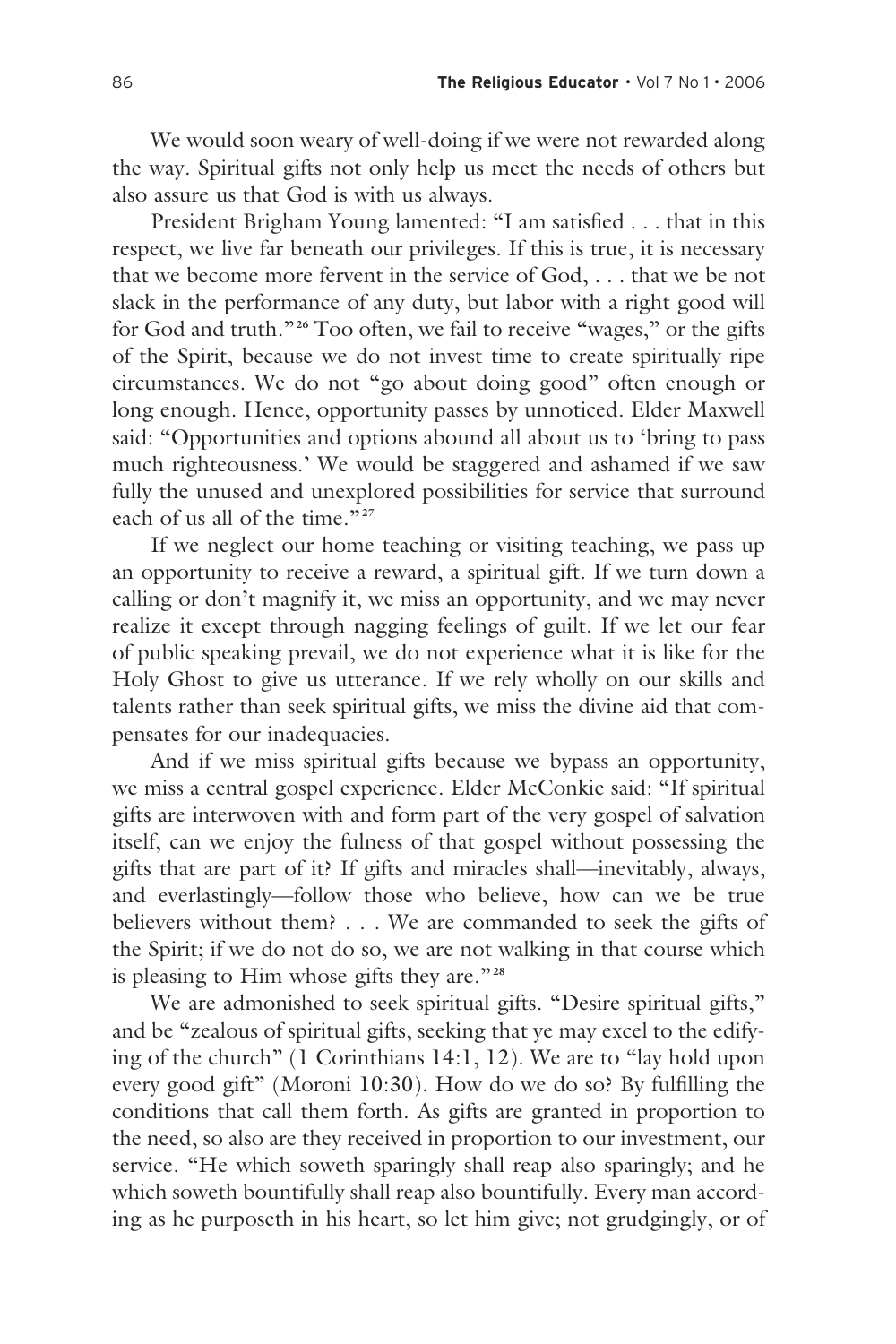We would soon weary of well-doing if we were not rewarded along the way. Spiritual gifts not only help us meet the needs of others but also assure us that God is with us always.

President Brigham Young lamented: "I am satisfied . . . that in this respect, we live far beneath our privileges. If this is true, it is necessary that we become more fervent in the service of God, . . . that we be not slack in the performance of any duty, but labor with a right good will for God and truth."[26] Too often, we fail to receive "wages," or the gifts of the Spirit, because we do not invest time to create spiritually ripe circumstances. We do not "go about doing good" often enough or long enough. Hence, opportunity passes by unnoticed. Elder Maxwell said: "Opportunities and options abound all about us to 'bring to pass much righteousness.' We would be staggered and ashamed if we saw fully the unused and unexplored possibilities for service that surround each of us all of the time."[27]

If we neglect our home teaching or visiting teaching, we pass up an opportunity to receive a reward, a spiritual gift. If we turn down a calling or don't magnify it, we miss an opportunity, and we may never realize it except through nagging feelings of guilt. If we let our fear of public speaking prevail, we do not experience what it is like for the Holy Ghost to give us utterance. If we rely wholly on our skills and talents rather than seek spiritual gifts, we miss the divine aid that compensates for our inadequacies.

And if we miss spiritual gifts because we bypass an opportunity, we miss a central gospel experience. Elder McConkie said: "If spiritual gifts are interwoven with and form part of the very gospel of salvation itself, can we enjoy the fulness of that gospel without possessing the gifts that are part of it? If gifts and miracles shall—inevitably, always, and everlastingly—follow those who believe, how can we be true believers without them? . . . We are commanded to seek the gifts of the Spirit; if we do not do so, we are not walking in that course which is pleasing to Him whose gifts they are."[28]

We are admonished to seek spiritual gifts. "Desire spiritual gifts," and be "zealous of spiritual gifts, seeking that ye may excel to the edifying of the church" (1 Corinthians 14:1, 12). We are to "lay hold upon every good gift" (Moroni 10:30). How do we do so? By fulfilling the conditions that call them forth. As gifts are granted in proportion to the need, so also are they received in proportion to our investment, our service. "He which soweth sparingly shall reap also sparingly; and he which soweth bountifully shall reap also bountifully. Every man according as he purposeth in his heart, so let him give; not grudgingly, or of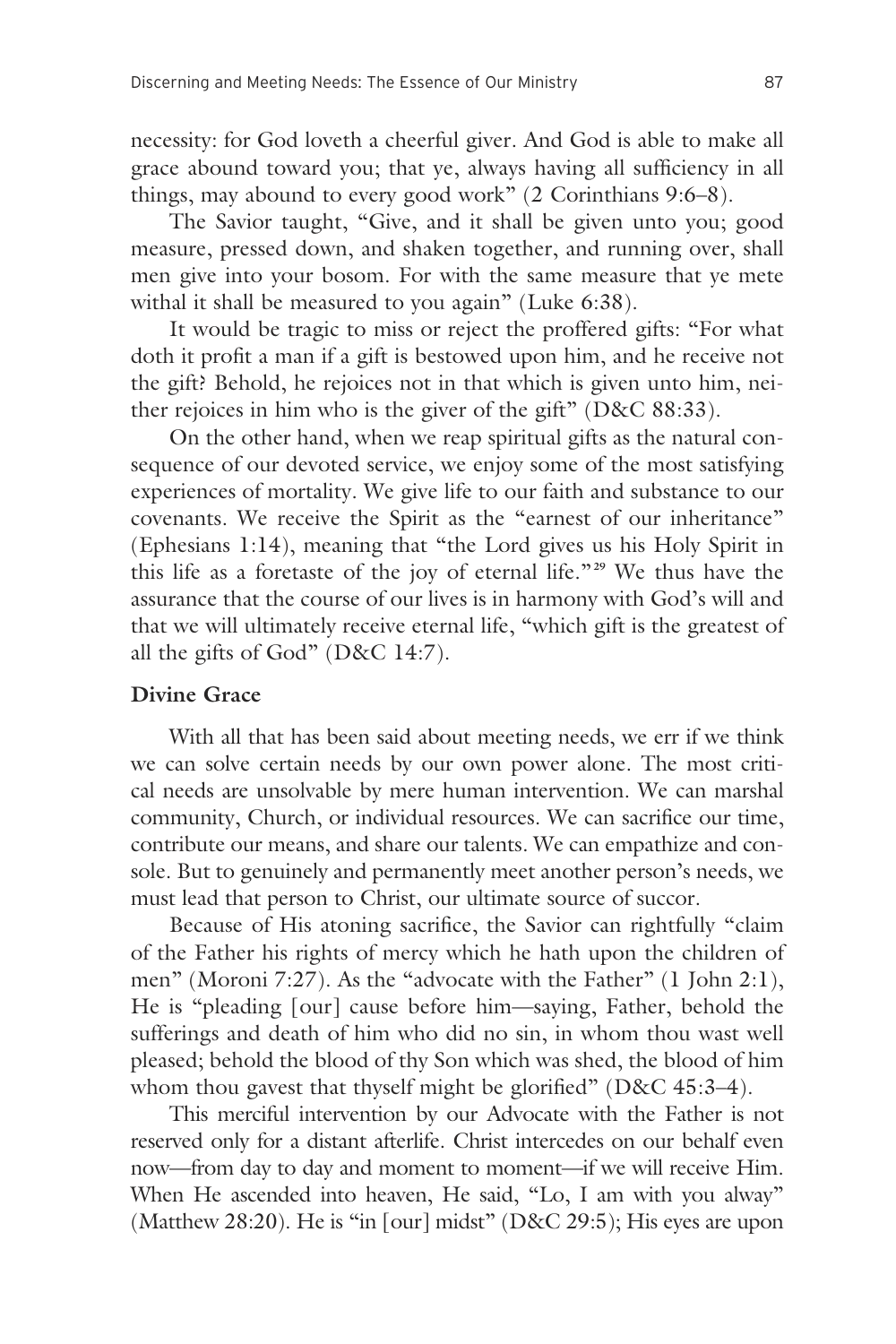necessity: for God loveth a cheerful giver. And God is able to make all grace abound toward you; that ye, always having all sufficiency in all things, may abound to every good work" (2 Corinthians 9:6–8).

The Savior taught, "Give, and it shall be given unto you; good measure, pressed down, and shaken together, and running over, shall men give into your bosom. For with the same measure that ye mete withal it shall be measured to you again" (Luke 6:38).

It would be tragic to miss or reject the proffered gifts: "For what doth it profit a man if a gift is bestowed upon him, and he receive not the gift? Behold, he rejoices not in that which is given unto him, neither rejoices in him who is the giver of the gift" (D&C 88:33).

On the other hand, when we reap spiritual gifts as the natural consequence of our devoted service, we enjoy some of the most satisfying experiences of mortality. We give life to our faith and substance to our covenants. We receive the Spirit as the "earnest of our inheritance" (Ephesians 1:14), meaning that "the Lord gives us his Holy Spirit in this life as a foretaste of the joy of eternal life."[29] We thus have the assurance that the course of our lives is in harmony with God's will and that we will ultimately receive eternal life, "which gift is the greatest of all the gifts of God" (D&C 14:7).

## Divine Grace

With all that has been said about meeting needs, we err if we think we can solve certain needs by our own power alone. The most critical needs are unsolvable by mere human intervention. We can marshal community, Church, or individual resources. We can sacrifice our time, contribute our means, and share our talents. We can empathize and console. But to genuinely and permanently meet another person's needs, we must lead that person to Christ, our ultimate source of succor.

Because of His atoning sacrifice, the Savior can rightfully "claim of the Father his rights of mercy which he hath upon the children of men" (Moroni 7:27). As the "advocate with the Father" (1 John 2:1), He is "pleading [our] cause before him—saying, Father, behold the sufferings and death of him who did no sin, in whom thou wast well pleased; behold the blood of thy Son which was shed, the blood of him whom thou gavest that thyself might be glorified" (D&C 45:3–4).

This merciful intervention by our Advocate with the Father is not reserved only for a distant afterlife. Christ intercedes on our behalf even now—from day to day and moment to moment—if we will receive Him. When He ascended into heaven, He said, "Lo, I am with you alway" (Matthew 28:20). He is "in [our] midst" (D&C 29:5); His eyes are upon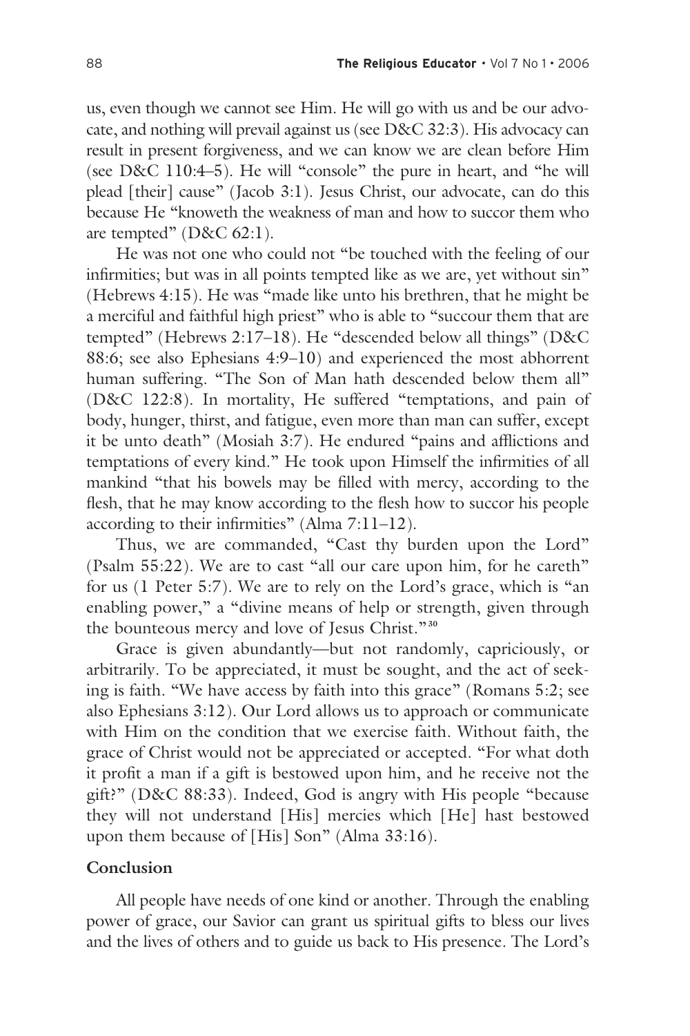us, even though we cannot see Him. He will go with us and be our advocate, and nothing will prevail against us (see D&C 32:3). His advocacy can result in present forgiveness, and we can know we are clean before Him (see D&C 110:4–5). He will "console" the pure in heart, and "he will plead [their] cause" (Jacob 3:1). Jesus Christ, our advocate, can do this because He "knoweth the weakness of man and how to succor them who are tempted" (D&C 62:1).

He was not one who could not "be touched with the feeling of our infirmities; but was in all points tempted like as we are, yet without sin" (Hebrews 4:15). He was "made like unto his brethren, that he might be a merciful and faithful high priest" who is able to "succour them that are tempted" (Hebrews 2:17–18). He "descended below all things" (D&C 88:6; see also Ephesians 4:9–10) and experienced the most abhorrent human suffering. "The Son of Man hath descended below them all" (D&C 122:8). In mortality, He suffered "temptations, and pain of body, hunger, thirst, and fatigue, even more than man can suffer, except it be unto death" (Mosiah 3:7). He endured "pains and afflictions and temptations of every kind." He took upon Himself the infirmities of all mankind "that his bowels may be filled with mercy, according to the flesh, that he may know according to the flesh how to succor his people according to their infirmities" (Alma 7:11–12).

Thus, we are commanded, "Cast thy burden upon the Lord" (Psalm 55:22). We are to cast "all our care upon him, for he careth" for us (1 Peter 5:7). We are to rely on the Lord's grace, which is "an enabling power," a "divine means of help or strength, given through the bounteous mercy and love of Jesus Christ."[30]

Grace is given abundantly—but not randomly, capriciously, or arbitrarily. To be appreciated, it must be sought, and the act of seeking is faith. "We have access by faith into this grace" (Romans 5:2; see also Ephesians 3:12). Our Lord allows us to approach or communicate with Him on the condition that we exercise faith. Without faith, the grace of Christ would not be appreciated or accepted. "For what doth it profit a man if a gift is bestowed upon him, and he receive not the gift?" (D&C 88:33). Indeed, God is angry with His people "because they will not understand [His] mercies which [He] hast bestowed upon them because of [His] Son" (Alma 33:16).

## Conclusion

All people have needs of one kind or another. Through the enabling power of grace, our Savior can grant us spiritual gifts to bless our lives and the lives of others and to guide us back to His presence. The Lord's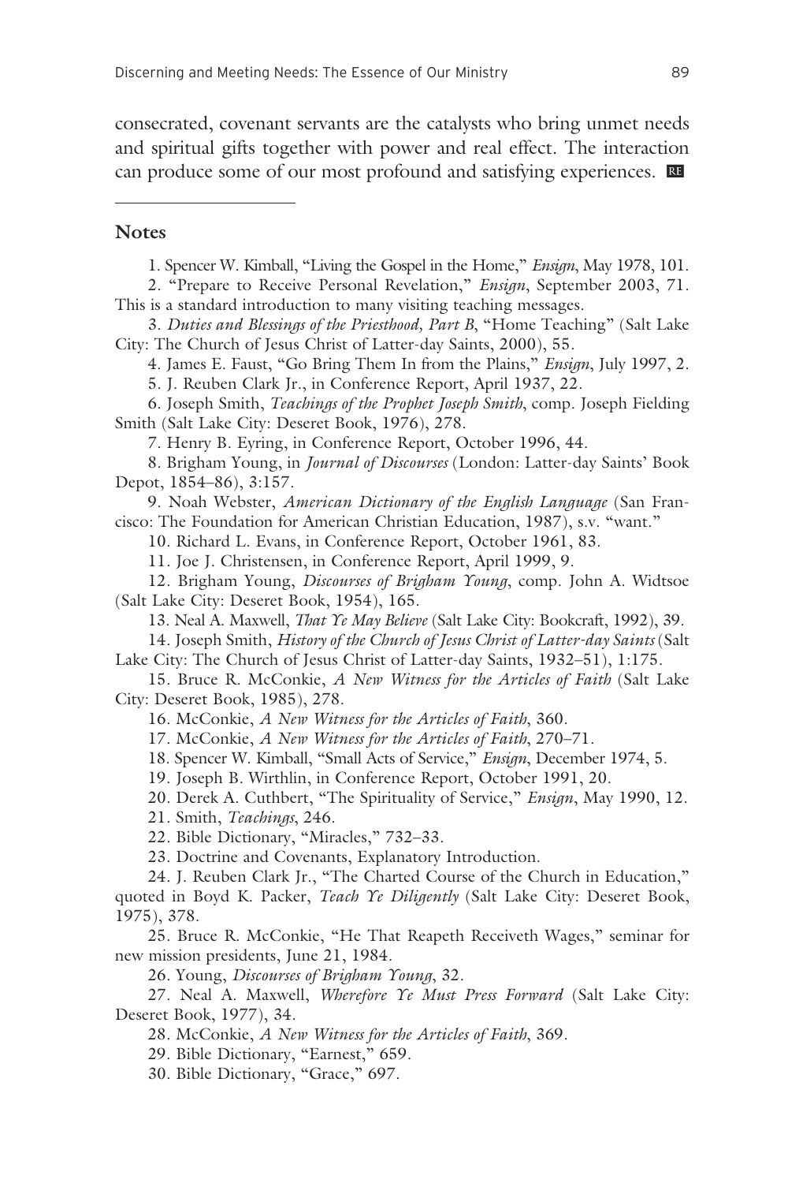consecrated, covenant servants are the catalysts who bring unmet needs and spiritual gifts together with power and real effect. The interaction can produce some of our most profound and satisfying experiences. RE

## Notes

1. Spencer W. Kimball, "Living the Gospel in the Home," *Ensign*, May 1978, 101.

2. "Prepare to Receive Personal Revelation," *Ensign*, September 2003, 71. This is a standard introduction to many visiting teaching messages.

3. *Duties and Blessings of the Priesthood, Part B*, "Home Teaching" (Salt Lake City: The Church of Jesus Christ of Latter-day Saints, 2000), 55.

4. James E. Faust, "Go Bring Them In from the Plains," *Ensign*, July 1997, 2.

5. J. Reuben Clark Jr., in Conference Report, April 1937, 22.

6. Joseph Smith, *Teachings of the Prophet Joseph Smith*, comp. Joseph Fielding Smith (Salt Lake City: Deseret Book, 1976), 278.

7. Henry B. Eyring, in Conference Report, October 1996, 44.

8. Brigham Young, in *Journal of Discourses* (London: Latter-day Saints' Book Depot, 1854–86), 3:157.

9. Noah Webster, *American Dictionary of the English Language* (San Francisco: The Foundation for American Christian Education, 1987), s.v. "want."

10. Richard L. Evans, in Conference Report, October 1961, 83.

11. Joe J. Christensen, in Conference Report, April 1999, 9.

12. Brigham Young, *Discourses of Brigham Young*, comp. John A. Widtsoe (Salt Lake City: Deseret Book, 1954), 165.

13. Neal A. Maxwell, *That Ye May Believe* (Salt Lake City: Bookcraft, 1992), 39.

14. Joseph Smith, *History of the Church of Jesus Christ of Latter-day Saints* (Salt Lake City: The Church of Jesus Christ of Latter-day Saints, 1932–51), 1:175.

15. Bruce R. McConkie, *A New Witness for the Articles of Faith* (Salt Lake City: Deseret Book, 1985), 278.

16. McConkie, *A New Witness for the Articles of Faith*, 360.

17. McConkie, *A New Witness for the Articles of Faith*, 270–71.

18. Spencer W. Kimball, "Small Acts of Service," *Ensign*, December 1974, 5.

19. Joseph B. Wirthlin, in Conference Report, October 1991, 20.

20. Derek A. Cuthbert, "The Spirituality of Service," *Ensign*, May 1990, 12.

21. Smith, *Teachings*, 246.

22. Bible Dictionary, "Miracles," 732–33.

23. Doctrine and Covenants, Explanatory Introduction.

24. J. Reuben Clark Jr., "The Charted Course of the Church in Education," quoted in Boyd K. Packer, *Teach Ye Diligently* (Salt Lake City: Deseret Book, 1975), 378.

25. Bruce R. McConkie, "He That Reapeth Receiveth Wages," seminar for new mission presidents, June 21, 1984.

26. Young, *Discourses of Brigham Young*, 32.

27. Neal A. Maxwell, *Wherefore Ye Must Press Forward* (Salt Lake City: Deseret Book, 1977), 34.

28. McConkie, *A New Witness for the Articles of Faith*, 369.

29. Bible Dictionary, "Earnest," 659.

30. Bible Dictionary, "Grace," 697.